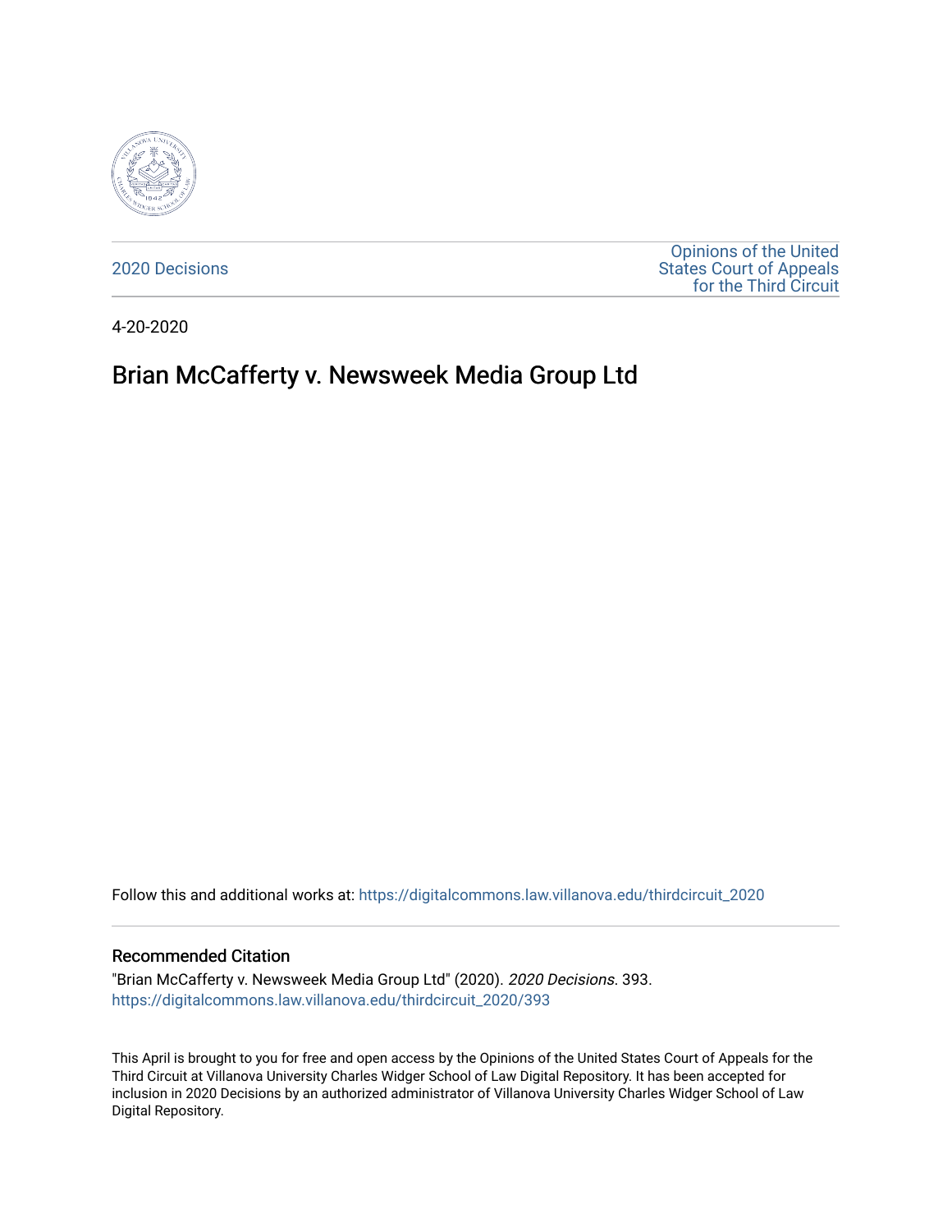2020 Decisions

Opinions of the United States Court of Appeals for the Third Circuit

4-20-2020

# Brian McCafferty v. Newsweek Media Group Ltd

Follow this and additional works at: https://digitalcommons.law.villanova.edu/thirdcircuit_2020

## Recommended Citation

"Brian McCafferty v. Newsweek Media Group Ltd" (2020). *2020 Decisions*. 393.
https://digitalcommons.law.villanova.edu/thirdcircuit_2020/393

This April is brought to you for free and open access by the Opinions of the United States Court of Appeals for the Third Circuit at Villanova University Charles Widger School of Law Digital Repository. It has been accepted for inclusion in 2020 Decisions by an authorized administrator of Villanova University Charles Widger School of Law Digital Repository.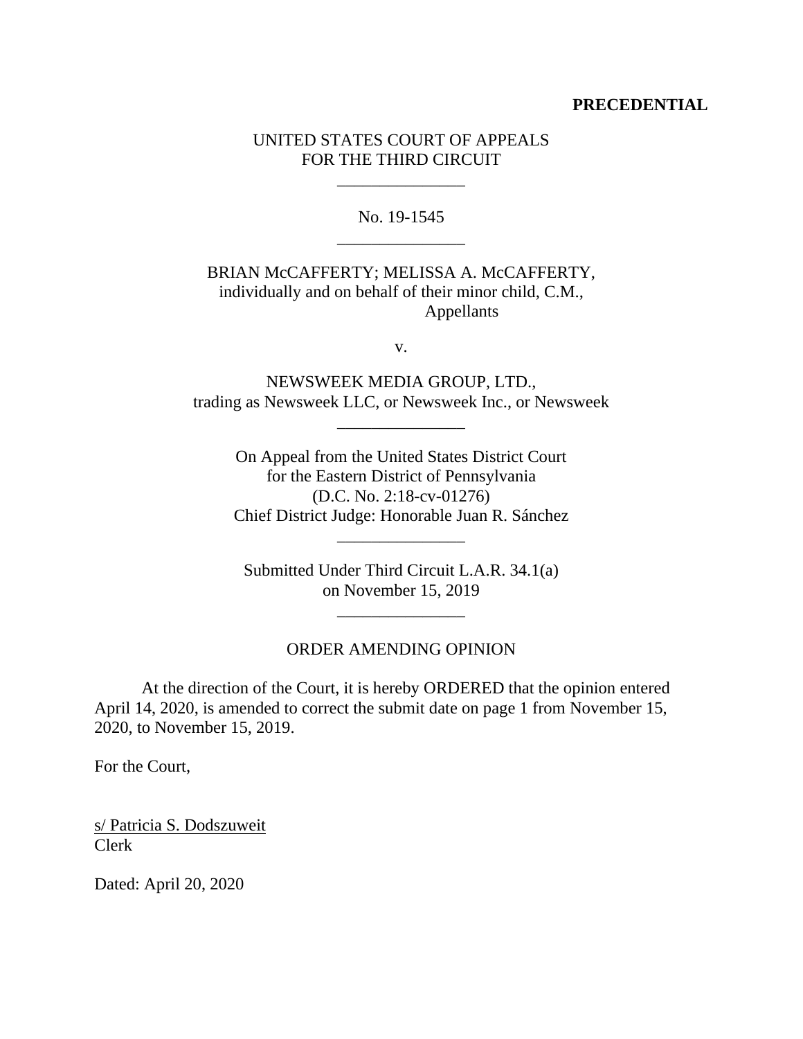**PRECEDENTIAL**

UNITED STATES COURT OF APPEALS
FOR THE THIRD CIRCUIT

\_\_\_\_\_\_\_\_\_\_\_\_\_\_\_

No. 19-1545

\_\_\_\_\_\_\_\_\_\_\_\_\_\_\_

BRIAN McCAFFERTY; MELISSA A. McCAFFERTY,
individually and on behalf of their minor child, C.M.,
Appellants

v.

NEWSWEEK MEDIA GROUP, LTD.,
trading as Newsweek LLC, or Newsweek Inc., or Newsweek

\_\_\_\_\_\_\_\_\_\_\_\_\_\_\_

On Appeal from the United States District Court
for the Eastern District of Pennsylvania
(D.C. No. 2:18-cv-01276)
Chief District Judge: Honorable Juan R. Sánchez

\_\_\_\_\_\_\_\_\_\_\_\_\_\_\_

Submitted Under Third Circuit L.A.R. 34.1(a)
on November 15, 2019

\_\_\_\_\_\_\_\_\_\_\_\_\_\_\_

ORDER AMENDING OPINION

At the direction of the Court, it is hereby ORDERED that the opinion entered April 14, 2020, is amended to correct the submit date on page 1 from November 15, 2020, to November 15, 2019.

For the Court,

s/ Patricia S. Dodszuweit
Clerk

Dated: April 20, 2020